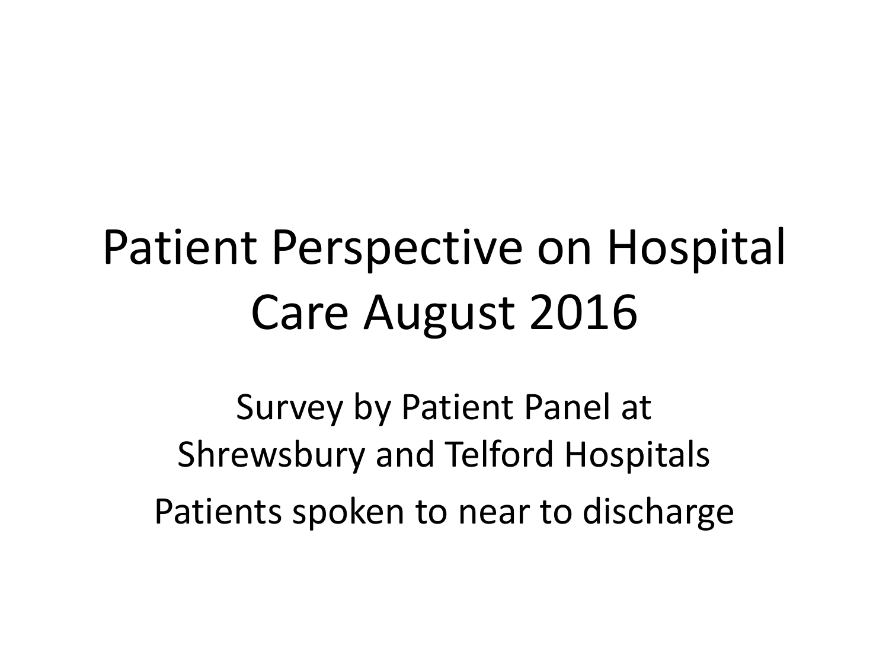# Patient Perspective on Hospital Care August 2016

Survey by Patient Panel at Shrewsbury and Telford Hospitals

Patients spoken to near to discharge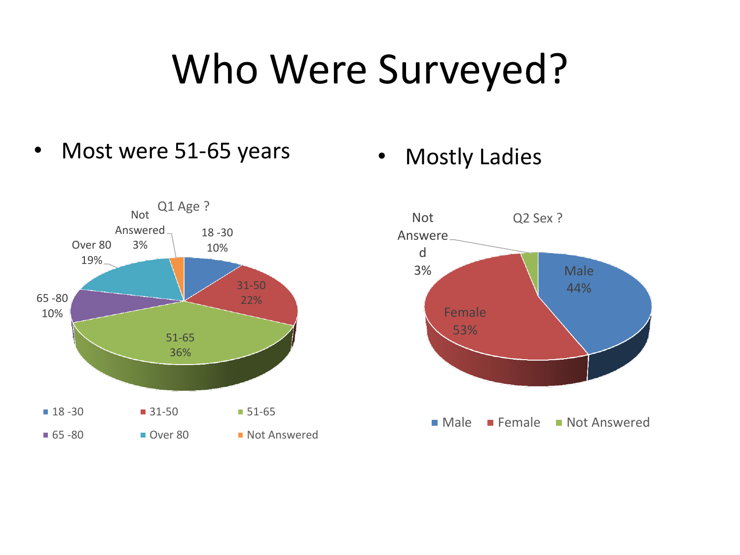# Who Were Surveyed?

- Most were 51-65 years
- Mostly Ladies

**Q1 Age ?**

| Age | Percentage |
|---|---|
| 18 -30 | 10% |
| 31-50 | 22% |
| 51-65 | 36% |
| 65 -80 | 10% |
| Over 80 | 19% |
| Not Answered | 3% |

**Q2 Sex ?**

| Sex | Percentage |
|---|---|
| Male | 44% |
| Female | 53% |
| Not Answered | 3% |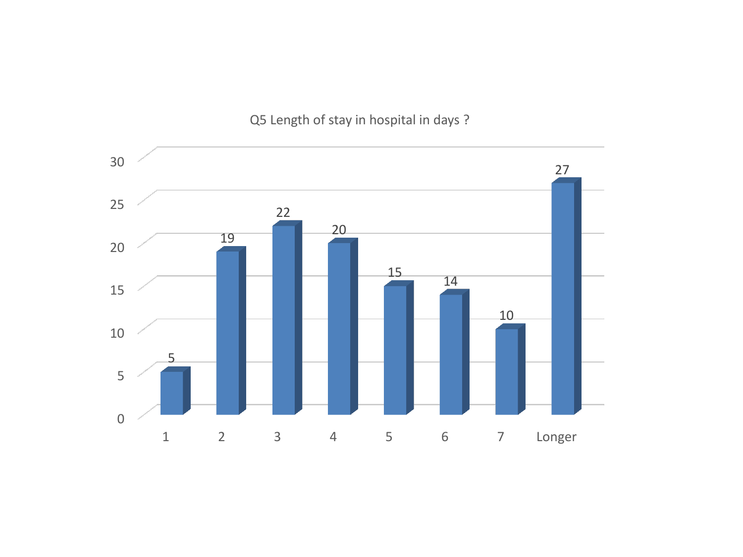Q5 Length of stay in hospital in days ?

| Length of stay (days) | Count |
|---|---|
| 1 | 5 |
| 2 | 19 |
| 3 | 22 |
| 4 | 20 |
| 5 | 15 |
| 6 | 14 |
| 7 | 10 |
| Longer | 27 |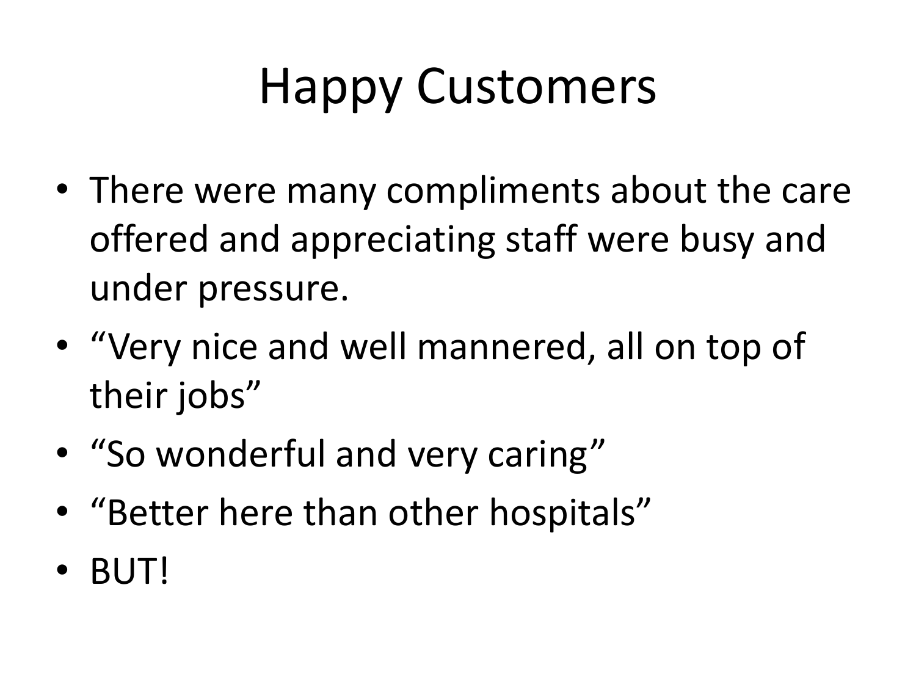# Happy Customers

- There were many compliments about the care offered and appreciating staff were busy and under pressure.
- “Very nice and well mannered, all on top of their jobs”
- “So wonderful and very caring”
- “Better here than other hospitals”
- BUT!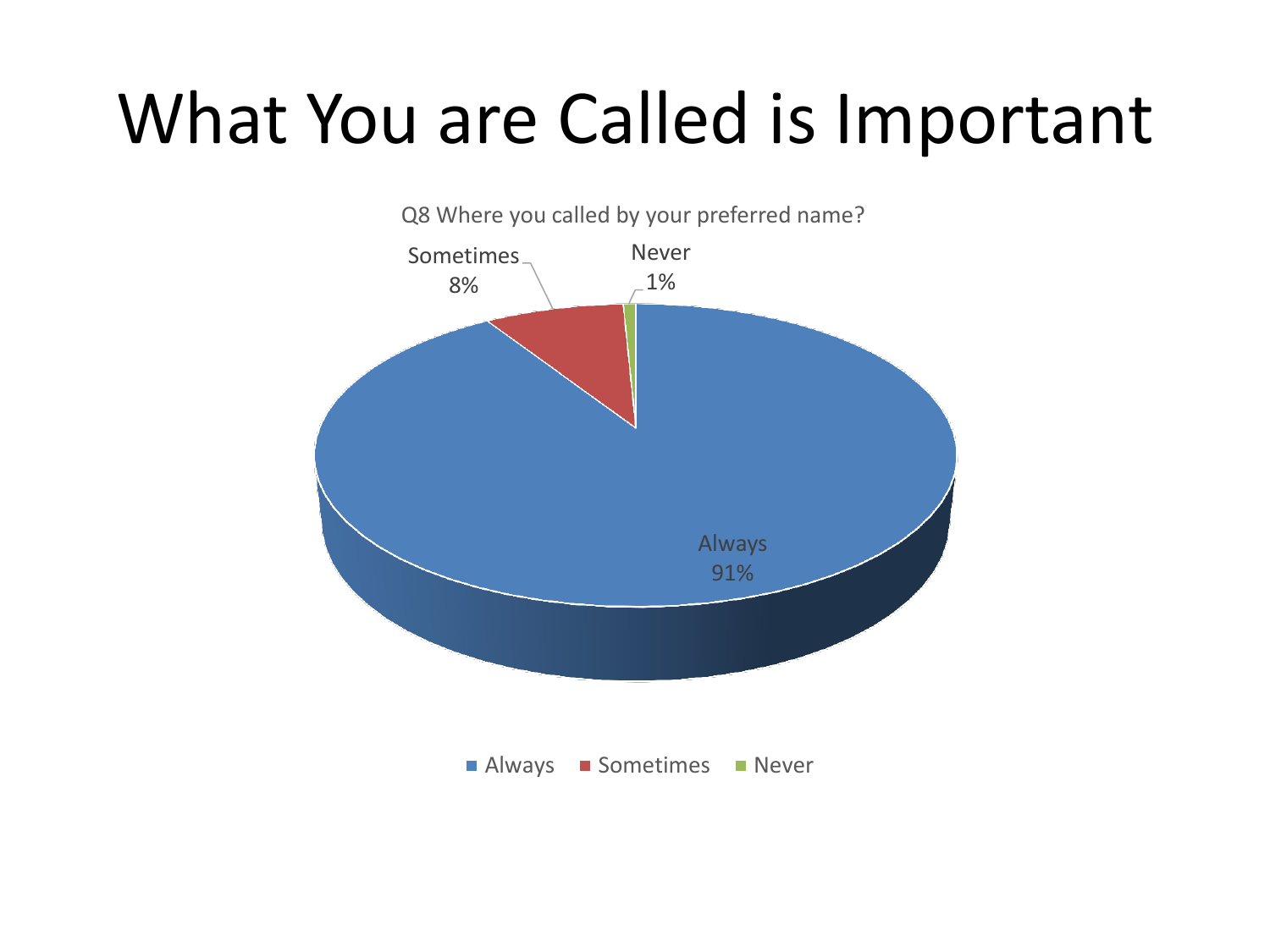# What You are Called is Important

Q8 Where you called by your preferred name?

Sometimes 8%

Never 1%

Always 91%

Always Sometimes Never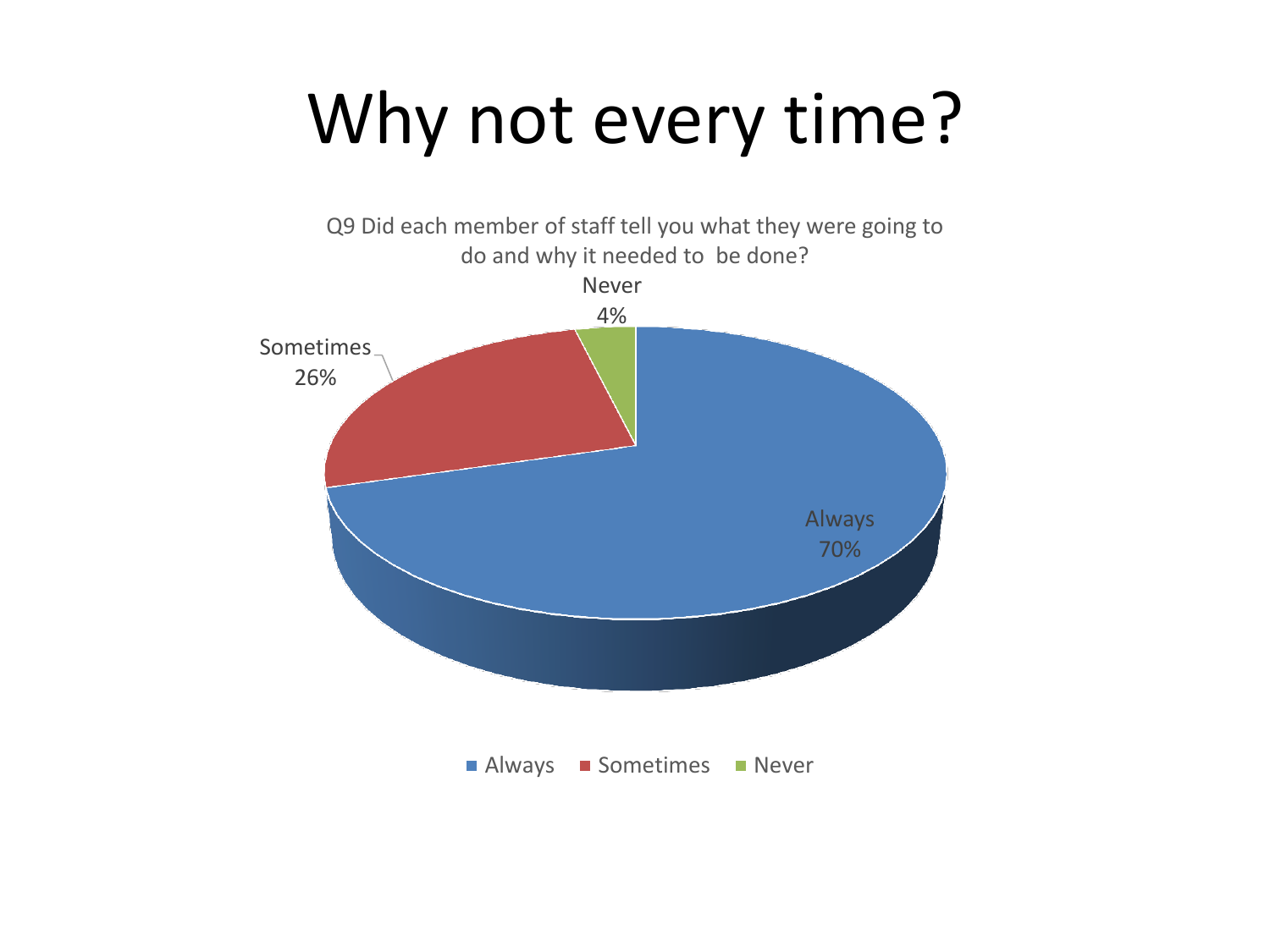# Why not every time?

Q9 Did each member of staff tell you what they were going to do and why it needed to be done?

| Response | Percentage |
| --- | --- |
| Always | 70% |
| Sometimes | 26% |
| Never | 4% |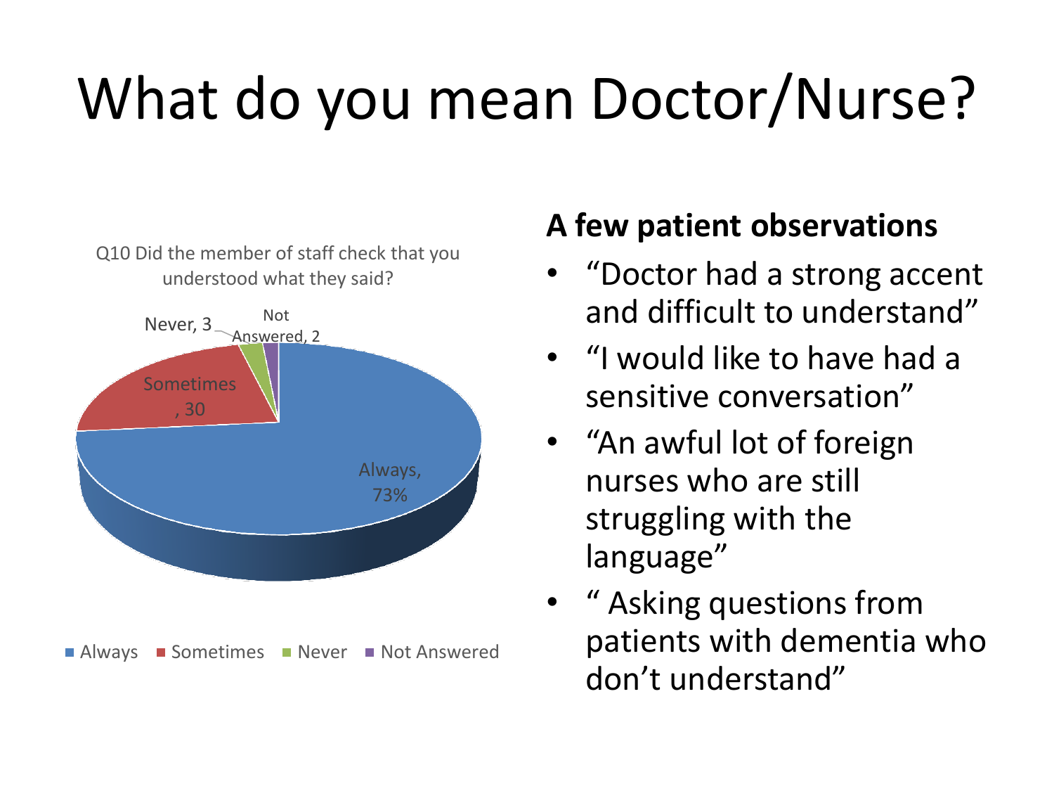# What do you mean Doctor/Nurse?

Q10 Did the member of staff check that you understood what they said?

- Always, 73%
- Sometimes, 30
- Never, 3
- Not Answered, 2

Always | Sometimes | Never | Not Answered

## A few patient observations

- "Doctor had a strong accent and difficult to understand"
- "I would like to have had a sensitive conversation"
- "An awful lot of foreign nurses who are still struggling with the language"
- " Asking questions from patients with dementia who don't understand"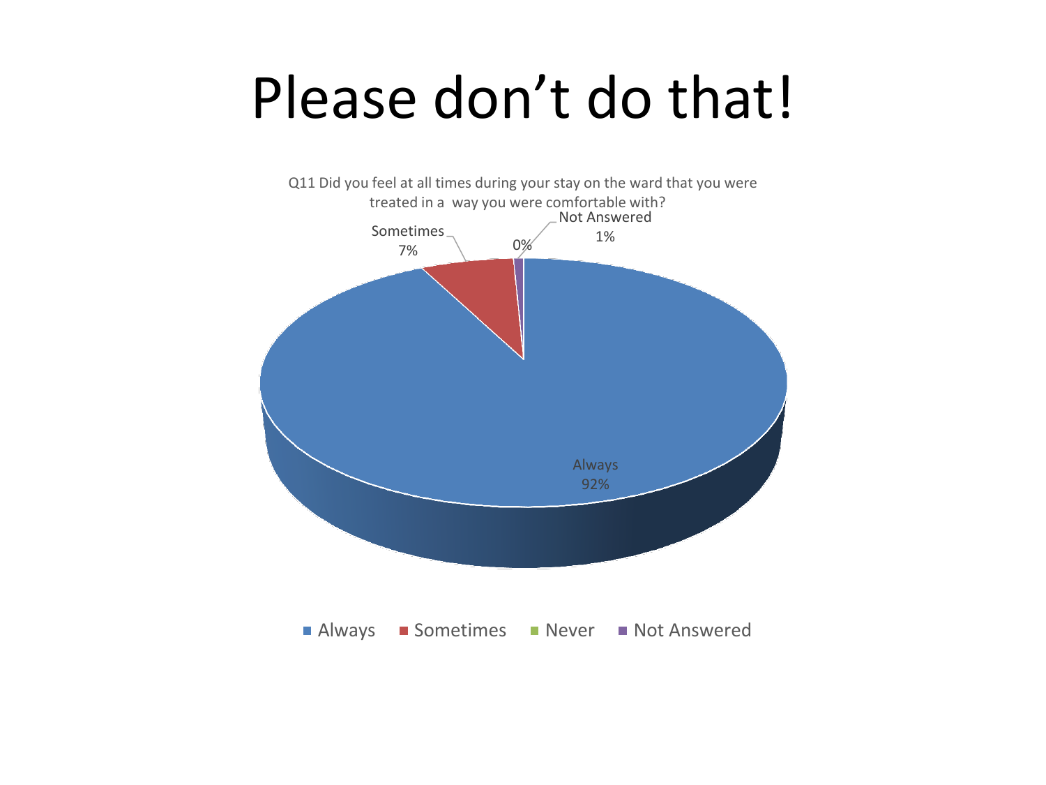# Please don't do that!

Q11 Did you feel at all times during your stay on the ward that you were treated in a way you were comfortable with?

| Response | Percentage |
|---|---|
| Always | 92% |
| Sometimes | 7% |
| Never | 0% |
| Not Answered | 1% |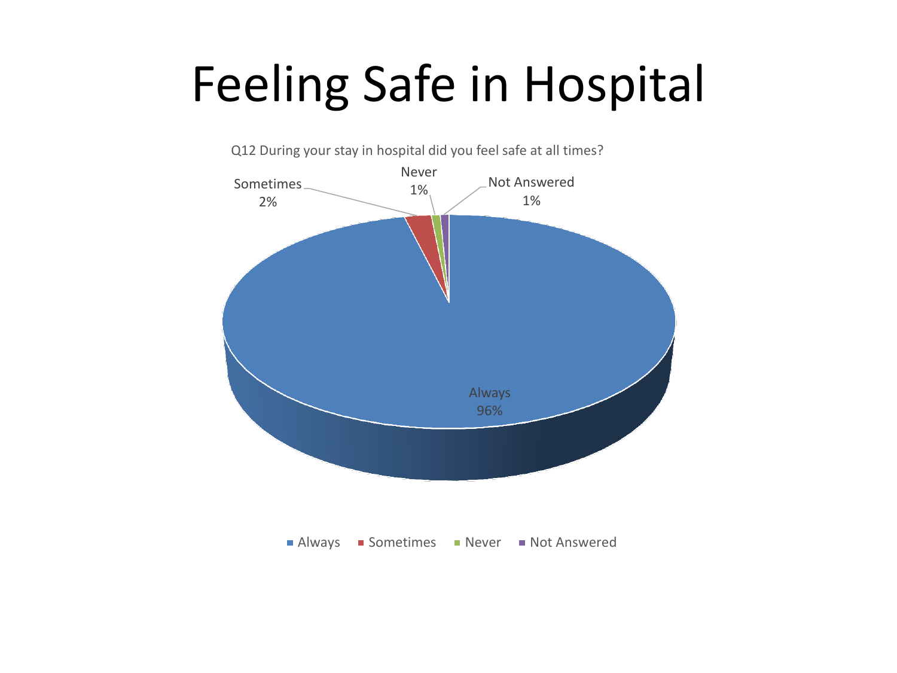# Feeling Safe in Hospital

Q12 During your stay in hospital did you feel safe at all times?

| Response | Percentage |
|---|---|
| Always | 96% |
| Sometimes | 2% |
| Never | 1% |
| Not Answered | 1% |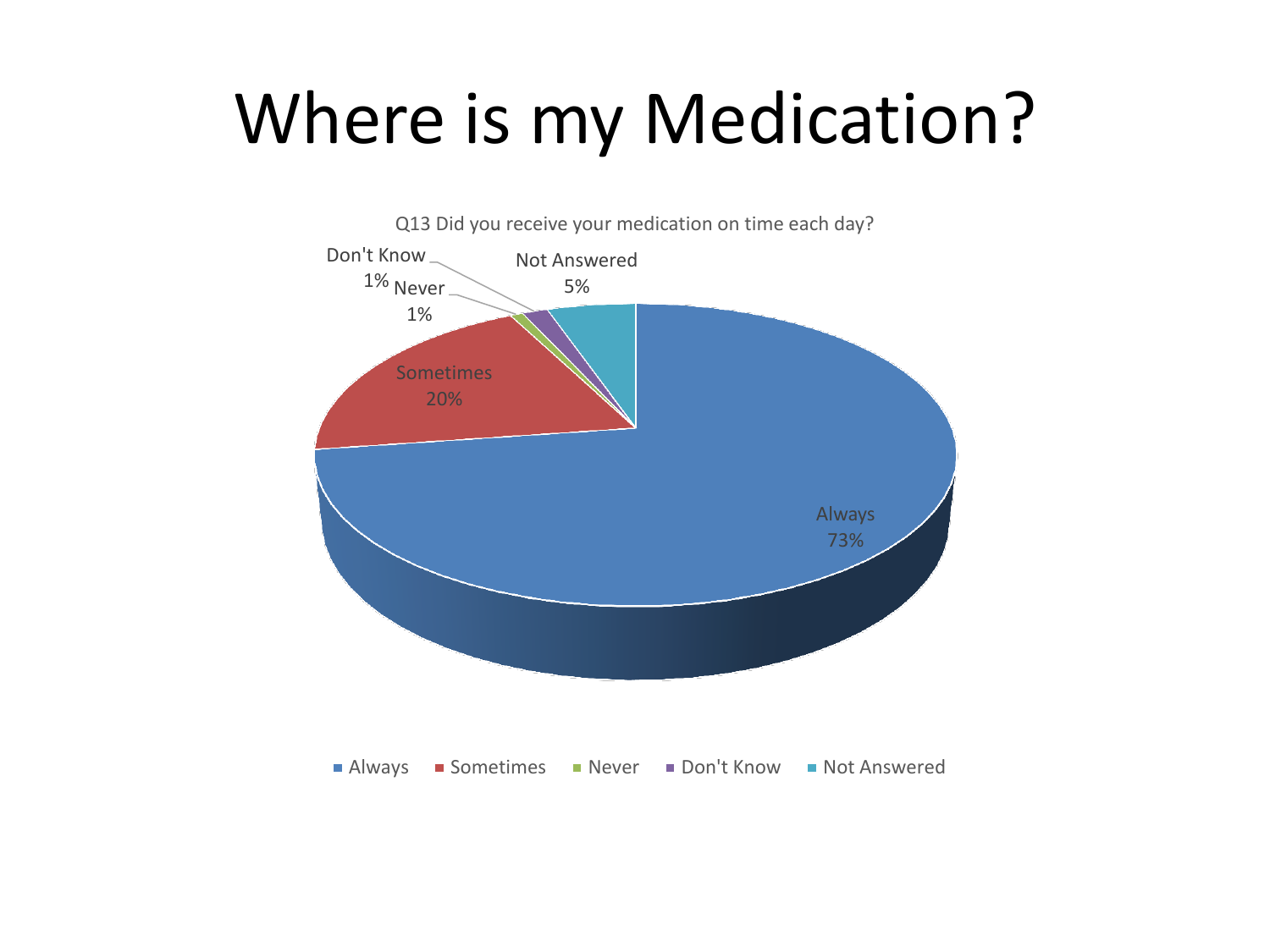# Where is my Medication?

Q13 Did you receive your medication on time each day?

| Response | Percentage |
| --- | --- |
| Always | 73% |
| Sometimes | 20% |
| Never | 1% |
| Don't Know | 1% |
| Not Answered | 5% |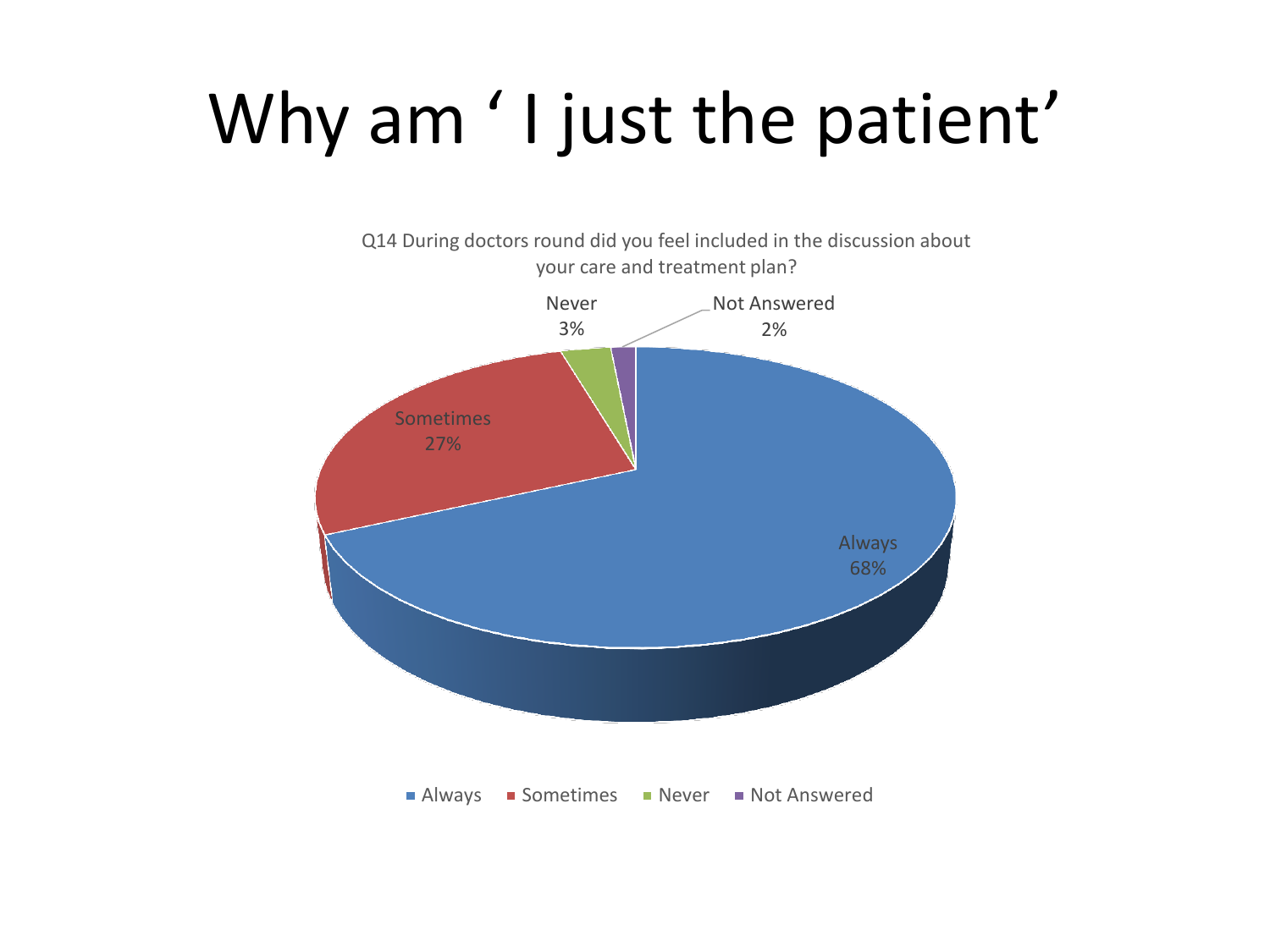# Why am ' I just the patient'

Q14 During doctors round did you feel included in the discussion about your care and treatment plan?

| Response | Percentage |
|---|---|
| Always | 68% |
| Sometimes | 27% |
| Never | 3% |
| Not Answered | 2% |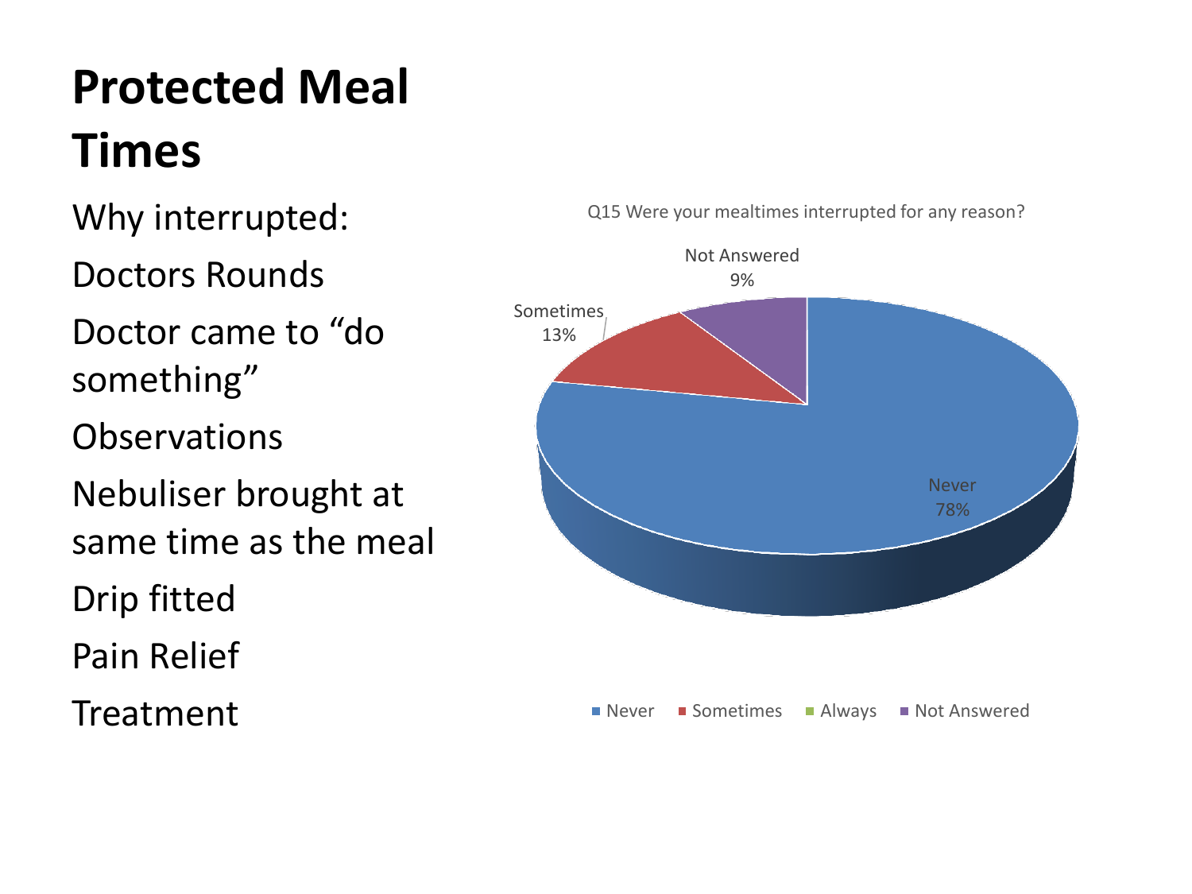# Protected Meal Times

Why interrupted:

Doctors Rounds

Doctor came to "do something"

Observations

Nebuliser brought at same time as the meal

Drip fitted

Pain Relief

Treatment

Q15 Were your mealtimes interrupted for any reason?

| Response | Percentage |
|---|---|
| Never | 78% |
| Sometimes | 13% |
| Always | |
| Not Answered | 9% |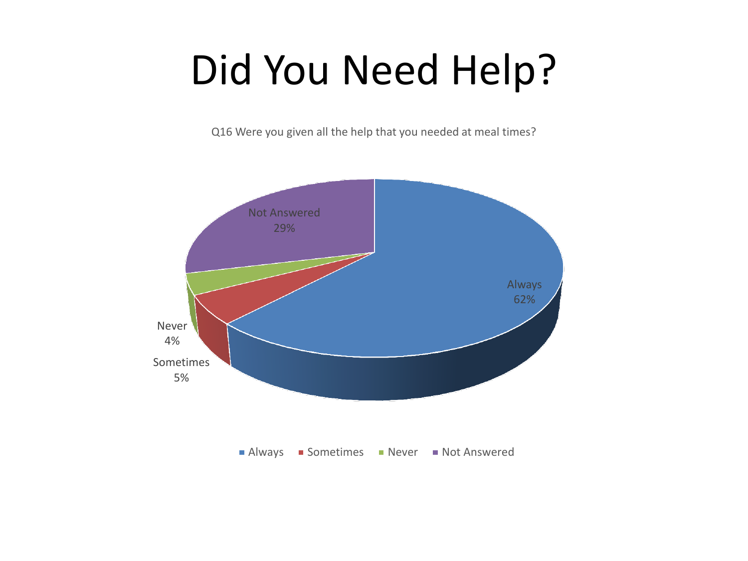# Did You Need Help?

Q16 Were you given all the help that you needed at meal times?

| Response | Percentage |
| --- | --- |
| Always | 62% |
| Sometimes | 5% |
| Never | 4% |
| Not Answered | 29% |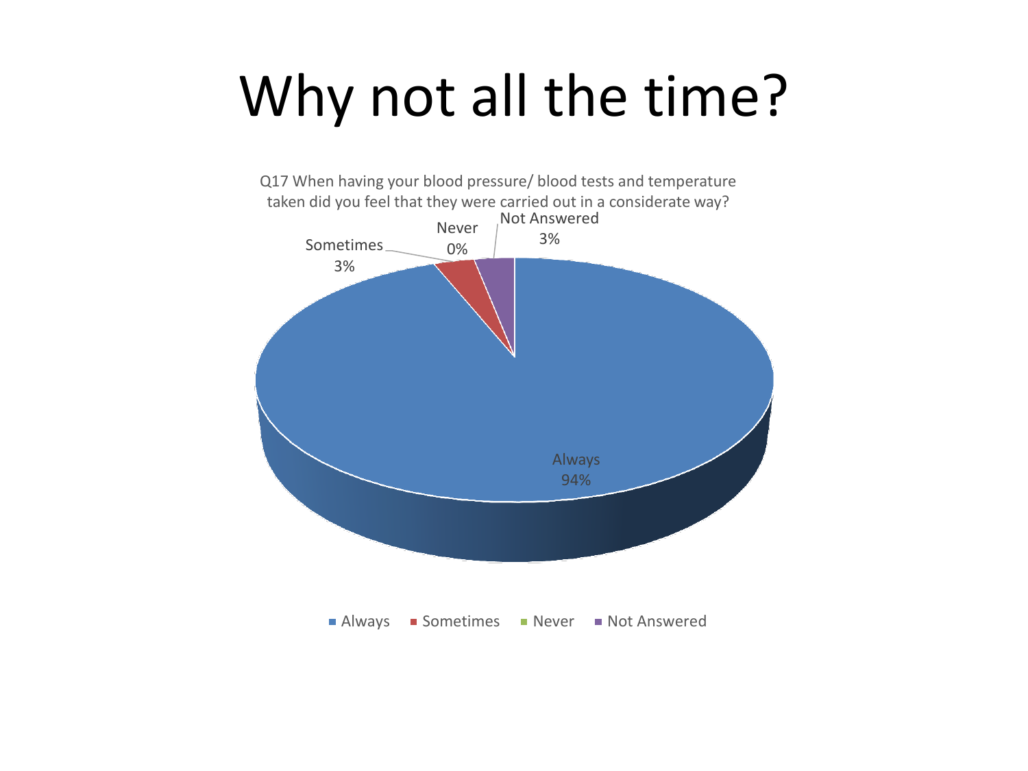# Why not all the time?

Q17 When having your blood pressure/ blood tests and temperature taken did you feel that they were carried out in a considerate way?

| Response | Percentage |
|---|---|
| Always | 94% |
| Sometimes | 3% |
| Never | 0% |
| Not Answered | 3% |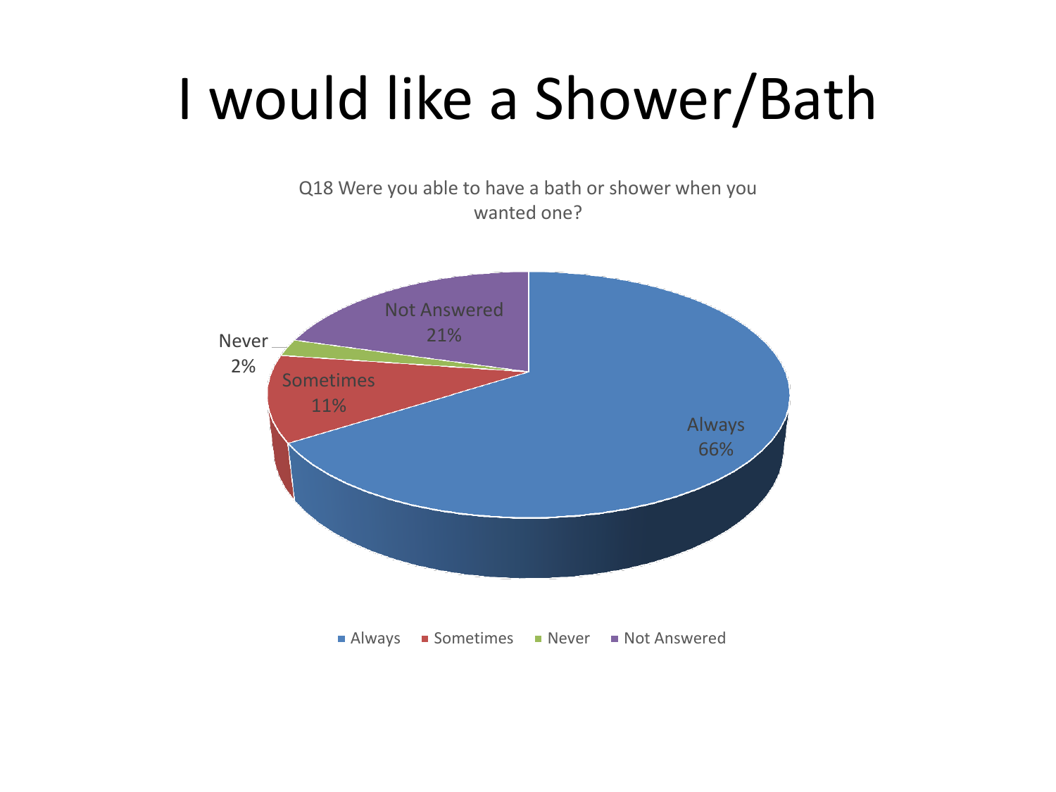# I would like a Shower/Bath

Q18 Were you able to have a bath or shower when you wanted one?

| Response | Percentage |
| --- | --- |
| Always | 66% |
| Sometimes | 11% |
| Never | 2% |
| Not Answered | 21% |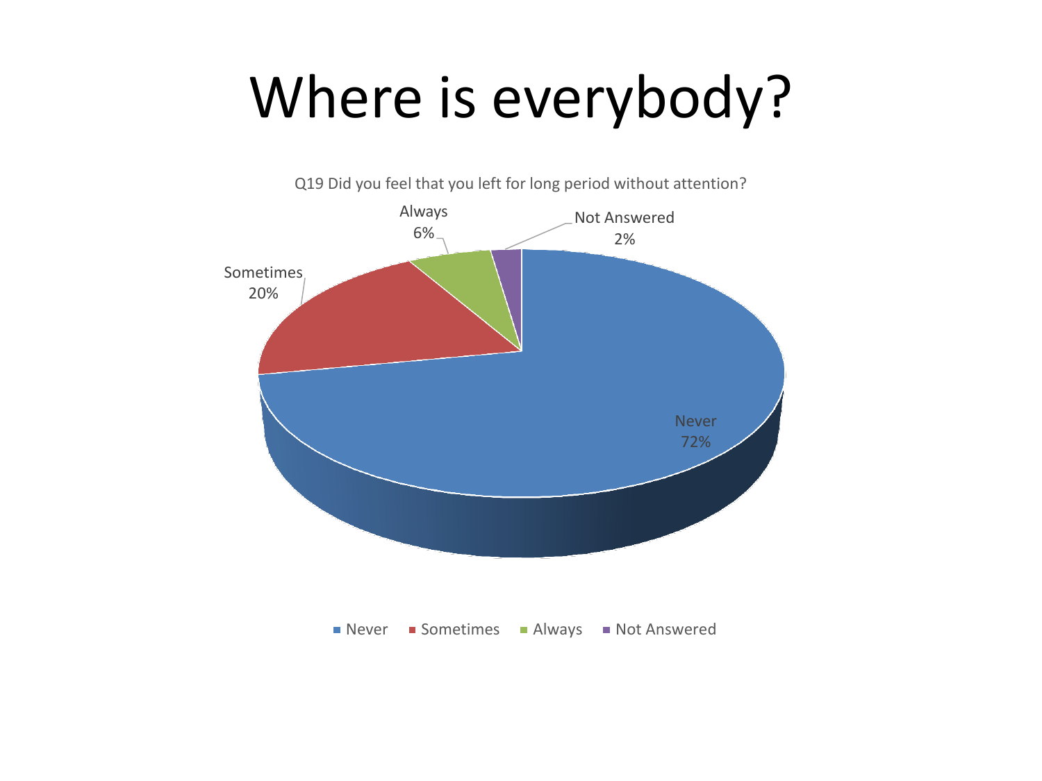# Where is everybody?

Q19 Did you feel that you left for long period without attention?

| Response | Percentage |
|---|---|
| Never | 72% |
| Sometimes | 20% |
| Always | 6% |
| Not Answered | 2% |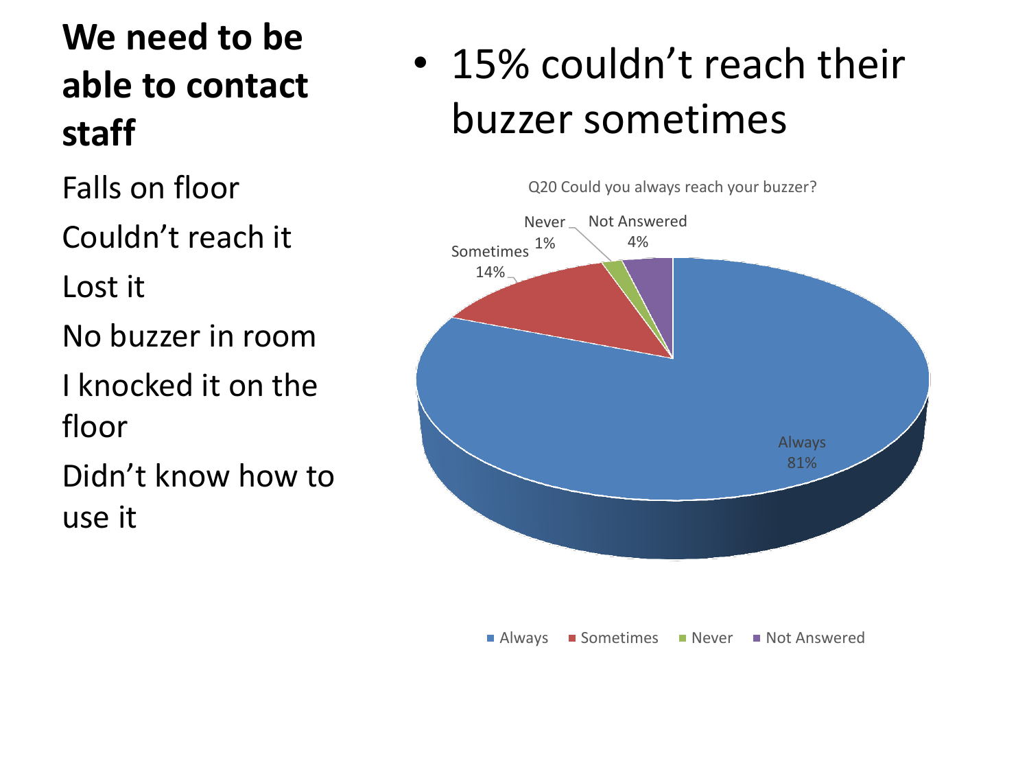## We need to be able to contact staff

Falls on floor

Couldn't reach it

Lost it

No buzzer in room

I knocked it on the floor

Didn't know how to use it

- 15% couldn't reach their buzzer sometimes

Q20 Could you always reach your buzzer?

| Response | Percentage |
| --- | --- |
| Always | 81% |
| Sometimes | 14% |
| Never | 1% |
| Not Answered | 4% |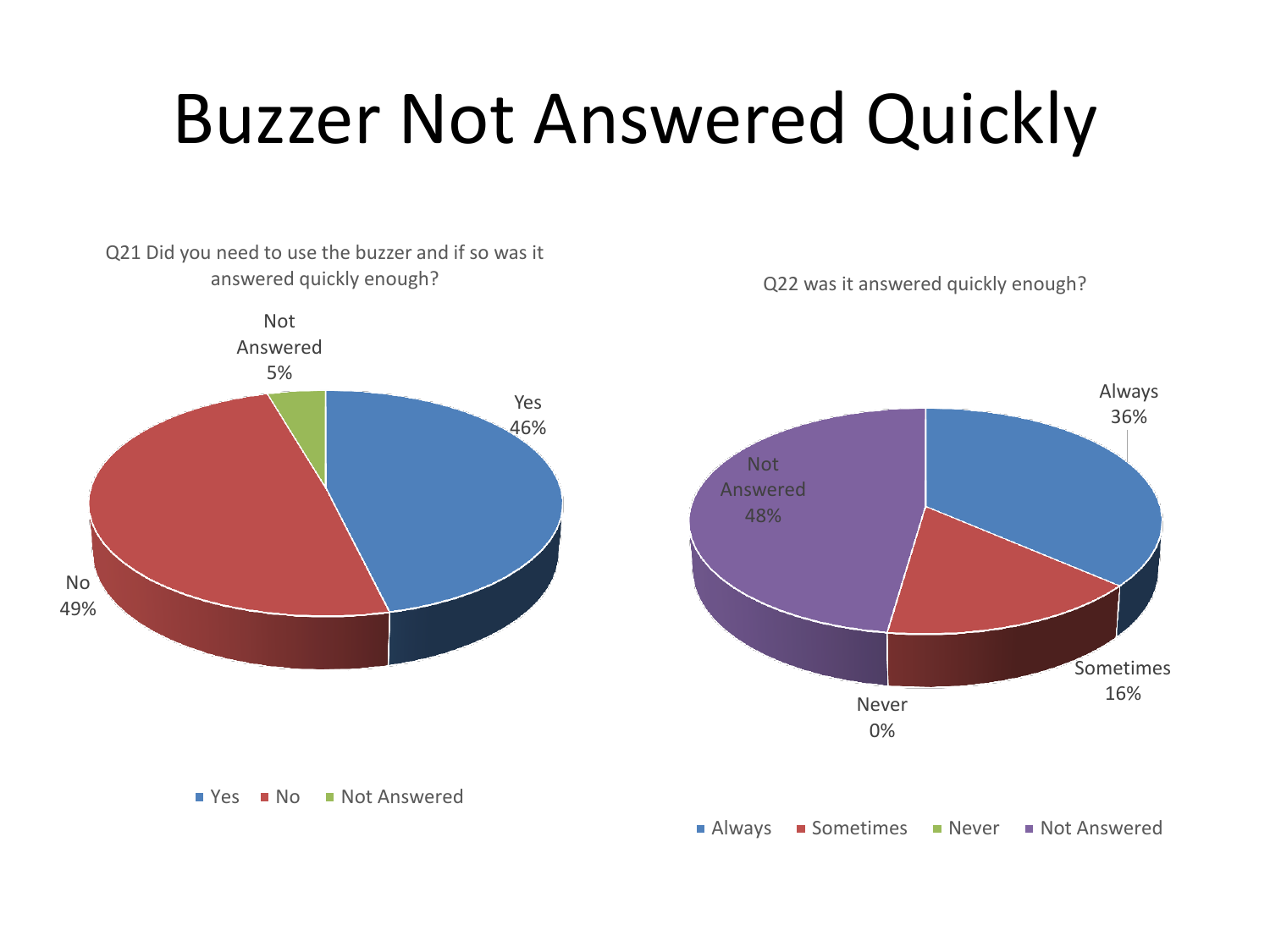# Buzzer Not Answered Quickly

Q21 Did you need to use the buzzer and if so was it answered quickly enough?

| Response | Percentage |
| --- | --- |
| Yes | 46% |
| No | 49% |
| Not Answered | 5% |

Q22 was it answered quickly enough?

| Response | Percentage |
| --- | --- |
| Always | 36% |
| Sometimes | 16% |
| Never | 0% |
| Not Answered | 48% |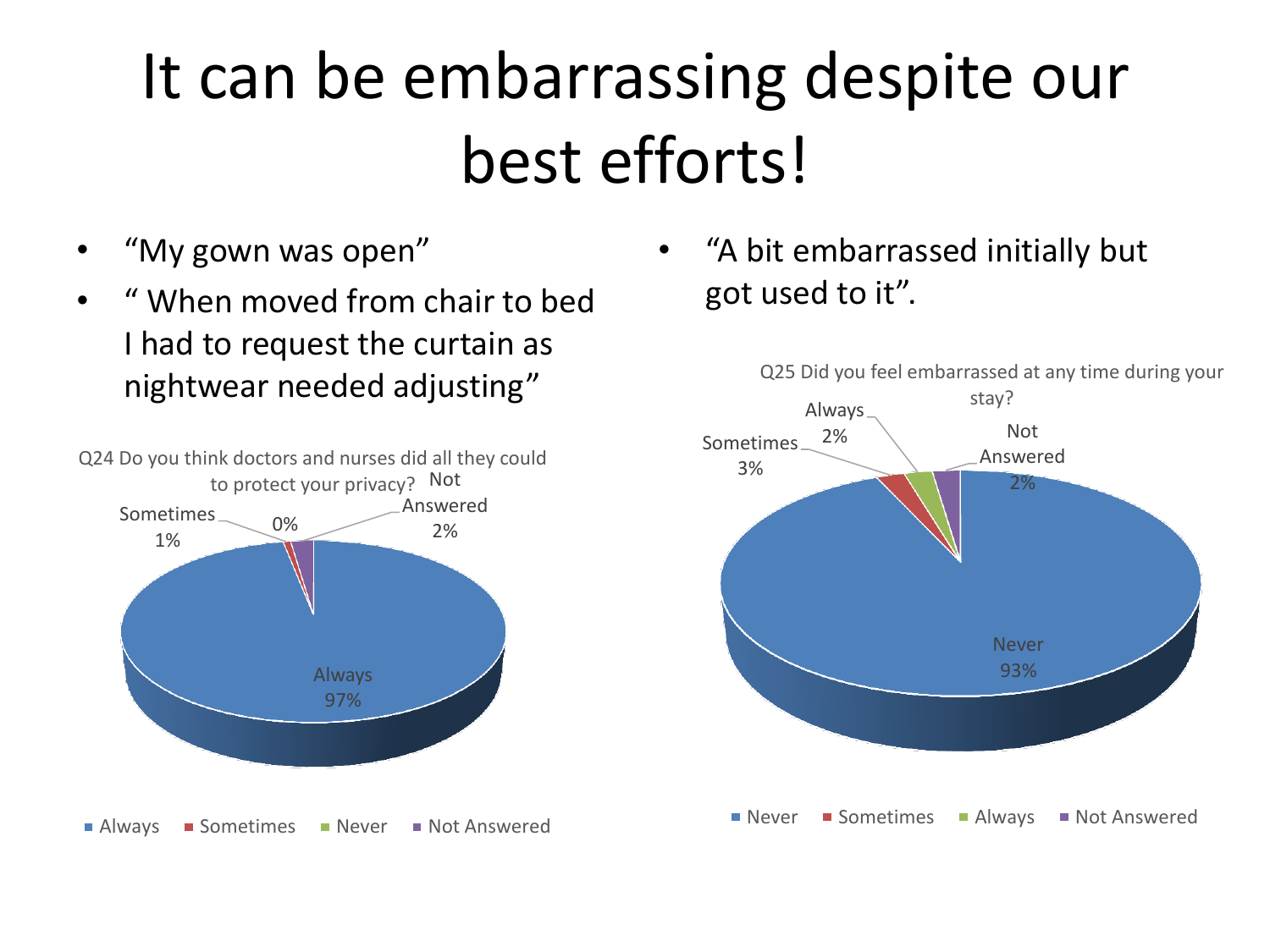# It can be embarrassing despite our best efforts!

- "My gown was open"
- " When moved from chair to bed I had to request the curtain as nightwear needed adjusting"

Q24 Do you think doctors and nurses did all they could to protect your privacy?

| Response | Percentage |
|---|---|
| Always | 97% |
| Sometimes | 1% |
| Never | 0% |
| Not Answered | 2% |

- "A bit embarrassed initially but got used to it".

Q25 Did you feel embarrassed at any time during your stay?

| Response | Percentage |
|---|---|
| Never | 93% |
| Sometimes | 3% |
| Always | 2% |
| Not Answered | 2% |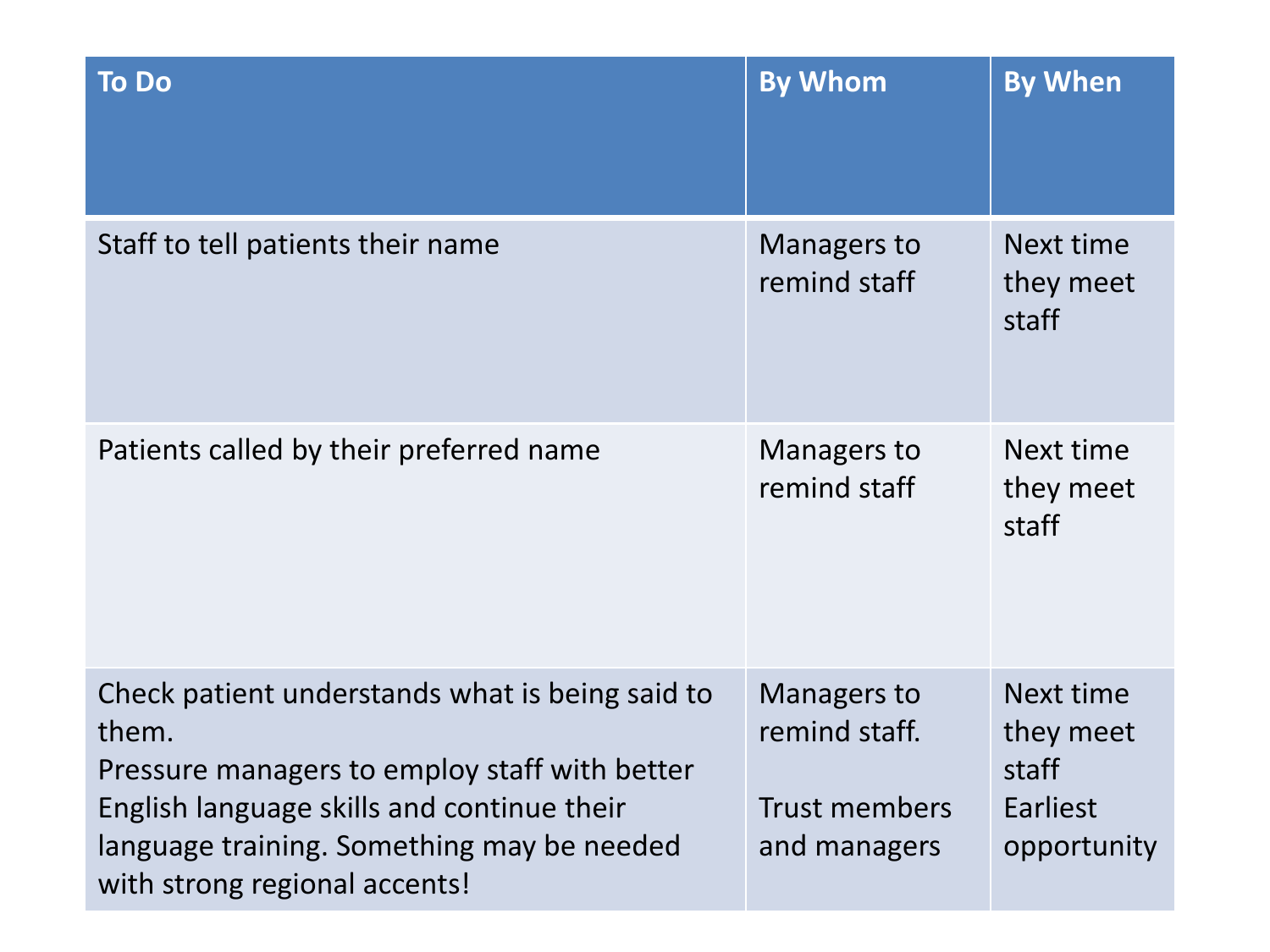| To Do | By Whom | By When |
|---|---|---|
| Staff to tell patients their name | Managers to remind staff | Next time they meet staff |
| Patients called by their preferred name | Managers to remind staff | Next time they meet staff |
| Check patient understands what is being said to them.<br>Pressure managers to employ staff with better English language skills and continue their language training. Something may be needed with strong regional accents! | Managers to remind staff.<br><br>Trust members and managers | Next time they meet staff<br>Earliest opportunity |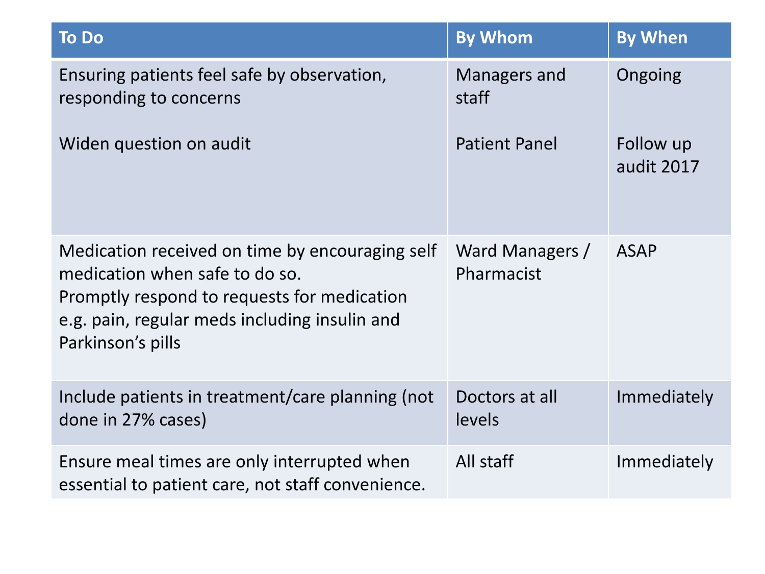| To Do | By Whom | By When |
|---|---|---|
| Ensuring patients feel safe by observation, responding to concerns<br><br>Widen question on audit | Managers and staff<br><br>Patient Panel | Ongoing<br><br>Follow up audit 2017 |
| Medication received on time by encouraging self medication when safe to do so.<br>Promptly respond to requests for medication e.g. pain, regular meds including insulin and Parkinson's pills | Ward Managers / Pharmacist | ASAP |
| Include patients in treatment/care planning (not done in 27% cases) | Doctors at all levels | Immediately |
| Ensure meal times are only interrupted when essential to patient care, not staff convenience. | All staff | Immediately |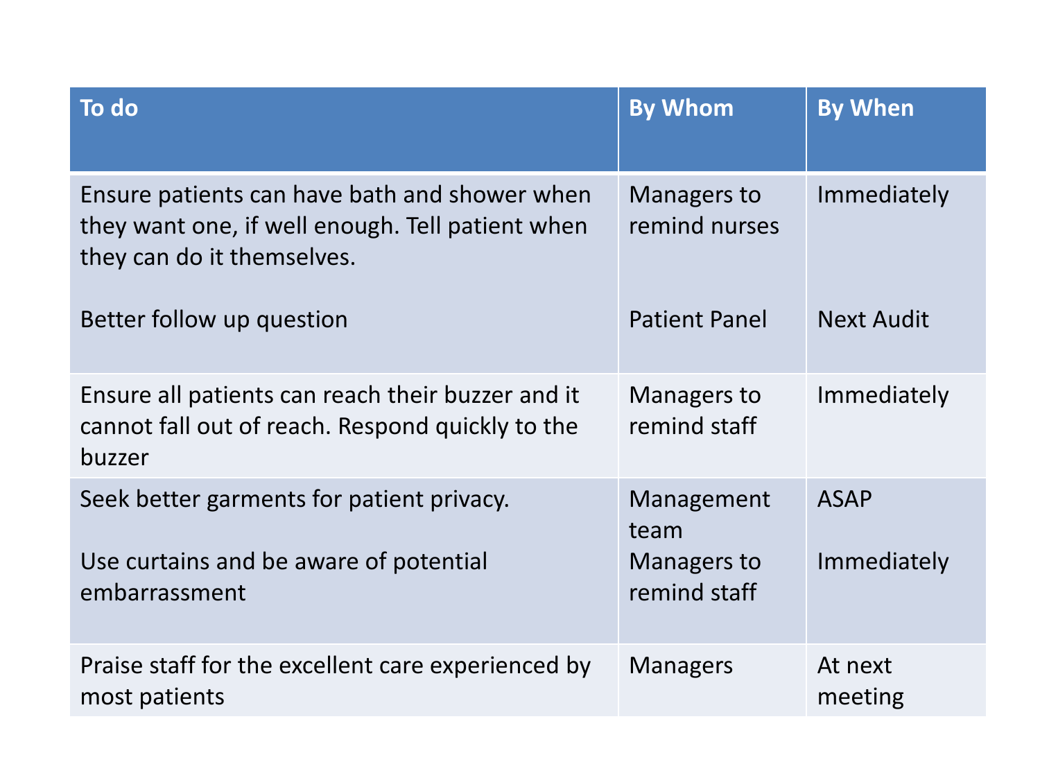| To do | By Whom | By When |
|---|---|---|
| Ensure patients can have bath and shower when they want one, if well enough. Tell patient when they can do it themselves. | Managers to remind nurses | Immediately |
| Better follow up question | Patient Panel | Next Audit |
| Ensure all patients can reach their buzzer and it cannot fall out of reach. Respond quickly to the buzzer | Managers to remind staff | Immediately |
| Seek better garments for patient privacy. | Management team | ASAP |
| Use curtains and be aware of potential embarrassment | Managers to remind staff | Immediately |
| Praise staff for the excellent care experienced by most patients | Managers | At next meeting |